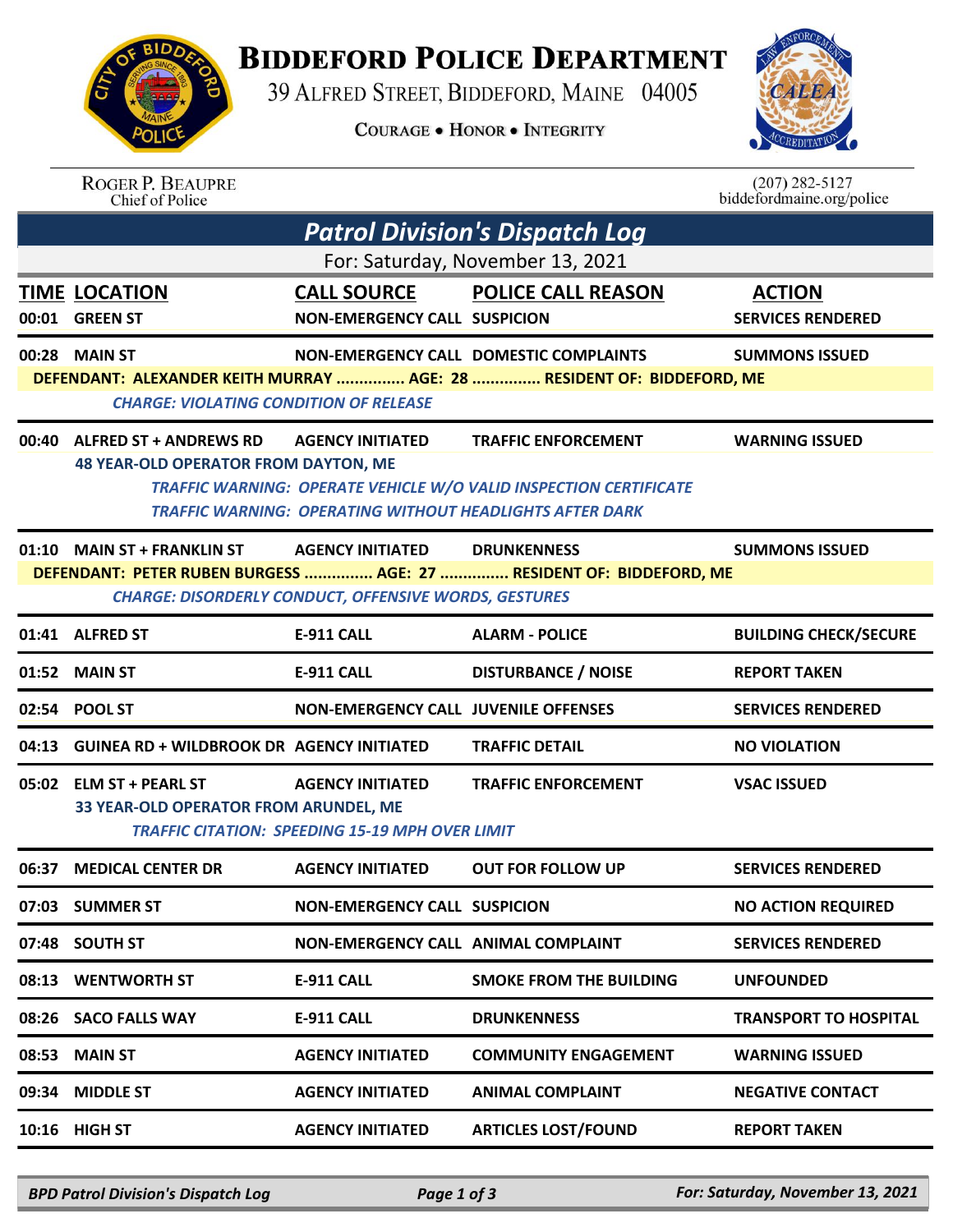# BIDDEFORD POLICE DEPARTMENT

39 ALFRED STREET, BIDDEFORD, MAINE 04005

COURAGE • HONOR • INTEGRITY

ROGER P. BEAUPRE
Chief of Police

(207) 282-5127
biddefordmaine.org/police

## *Patrol Division's Dispatch Log*

For: Saturday, November 13, 2021

| TIME | LOCATION | CALL SOURCE | POLICE CALL REASON | ACTION |
|---|---|---|---|---|
| 00:01 | GREEN ST | NON-EMERGENCY CALL | SUSPICION | SERVICES RENDERED |
| 00:28 | MAIN ST | NON-EMERGENCY CALL | DOMESTIC COMPLAINTS | SUMMONS ISSUED |
| | DEFENDANT: ALEXANDER KEITH MURRAY ............... AGE: 28 ............... RESIDENT OF: BIDDEFORD, ME | | | |
| | *CHARGE: VIOLATING CONDITION OF RELEASE* | | | |
| 00:40 | ALFRED ST + ANDREWS RD | AGENCY INITIATED | TRAFFIC ENFORCEMENT | WARNING ISSUED |
| | 48 YEAR-OLD OPERATOR FROM DAYTON, ME | | | |
| | *TRAFFIC WARNING: OPERATE VEHICLE W/O VALID INSPECTION CERTIFICATE* | | | |
| | *TRAFFIC WARNING: OPERATING WITHOUT HEADLIGHTS AFTER DARK* | | | |
| 01:10 | MAIN ST + FRANKLIN ST | AGENCY INITIATED | DRUNKENNESS | SUMMONS ISSUED |
| | DEFENDANT: PETER RUBEN BURGESS ............... AGE: 27 ............... RESIDENT OF: BIDDEFORD, ME | | | |
| | *CHARGE: DISORDERLY CONDUCT, OFFENSIVE WORDS, GESTURES* | | | |
| 01:41 | ALFRED ST | E-911 CALL | ALARM - POLICE | BUILDING CHECK/SECURE |
| 01:52 | MAIN ST | E-911 CALL | DISTURBANCE / NOISE | REPORT TAKEN |
| 02:54 | POOL ST | NON-EMERGENCY CALL | JUVENILE OFFENSES | SERVICES RENDERED |
| 04:13 | GUINEA RD + WILDBROOK DR | AGENCY INITIATED | TRAFFIC DETAIL | NO VIOLATION |
| 05:02 | ELM ST + PEARL ST | AGENCY INITIATED | TRAFFIC ENFORCEMENT | VSAC ISSUED |
| | 33 YEAR-OLD OPERATOR FROM ARUNDEL, ME | | | |
| | *TRAFFIC CITATION: SPEEDING 15-19 MPH OVER LIMIT* | | | |
| 06:37 | MEDICAL CENTER DR | AGENCY INITIATED | OUT FOR FOLLOW UP | SERVICES RENDERED |
| 07:03 | SUMMER ST | NON-EMERGENCY CALL | SUSPICION | NO ACTION REQUIRED |
| 07:48 | SOUTH ST | NON-EMERGENCY CALL | ANIMAL COMPLAINT | SERVICES RENDERED |
| 08:13 | WENTWORTH ST | E-911 CALL | SMOKE FROM THE BUILDING | UNFOUNDED |
| 08:26 | SACO FALLS WAY | E-911 CALL | DRUNKENNESS | TRANSPORT TO HOSPITAL |
| 08:53 | MAIN ST | AGENCY INITIATED | COMMUNITY ENGAGEMENT | WARNING ISSUED |
| 09:34 | MIDDLE ST | AGENCY INITIATED | ANIMAL COMPLAINT | NEGATIVE CONTACT |
| 10:16 | HIGH ST | AGENCY INITIATED | ARTICLES LOST/FOUND | REPORT TAKEN |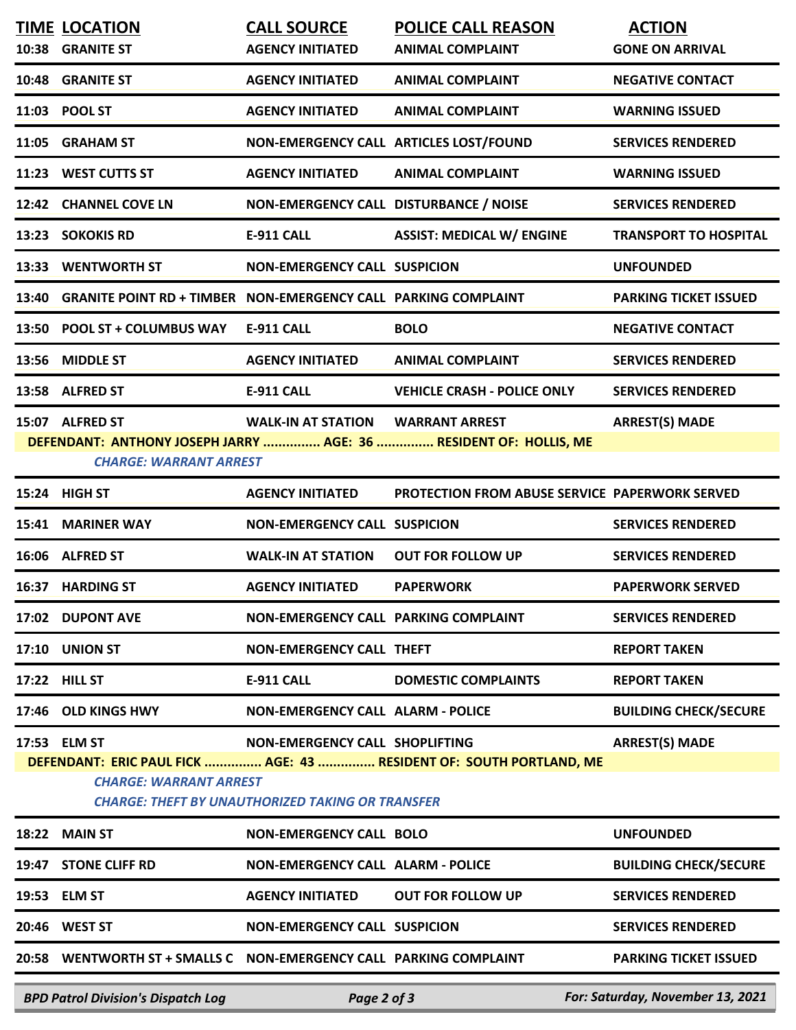| TIME | LOCATION | CALL SOURCE | POLICE CALL REASON | ACTION |
|---|---|---|---|---|
| 10:38 | GRANITE ST | AGENCY INITIATED | ANIMAL COMPLAINT | GONE ON ARRIVAL |
| 10:48 | GRANITE ST | AGENCY INITIATED | ANIMAL COMPLAINT | NEGATIVE CONTACT |
| 11:03 | POOL ST | AGENCY INITIATED | ANIMAL COMPLAINT | WARNING ISSUED |
| 11:05 | GRAHAM ST | NON-EMERGENCY CALL | ARTICLES LOST/FOUND | SERVICES RENDERED |
| 11:23 | WEST CUTTS ST | AGENCY INITIATED | ANIMAL COMPLAINT | WARNING ISSUED |
| 12:42 | CHANNEL COVE LN | NON-EMERGENCY CALL | DISTURBANCE / NOISE | SERVICES RENDERED |
| 13:23 | SOKOKIS RD | E-911 CALL | ASSIST: MEDICAL W/ ENGINE | TRANSPORT TO HOSPITAL |
| 13:33 | WENTWORTH ST | NON-EMERGENCY CALL | SUSPICION | UNFOUNDED |
| 13:40 | GRANITE POINT RD + TIMBER | NON-EMERGENCY CALL | PARKING COMPLAINT | PARKING TICKET ISSUED |
| 13:50 | POOL ST + COLUMBUS WAY | E-911 CALL | BOLO | NEGATIVE CONTACT |
| 13:56 | MIDDLE ST | AGENCY INITIATED | ANIMAL COMPLAINT | SERVICES RENDERED |
| 13:58 | ALFRED ST | E-911 CALL | VEHICLE CRASH - POLICE ONLY | SERVICES RENDERED |
| 15:07 | ALFRED ST | WALK-IN AT STATION | WARRANT ARREST | ARREST(S) MADE |
| | DEFENDANT: ANTHONY JOSEPH JARRY ............... AGE: 36 ............... RESIDENT OF: HOLLIS, ME | | | |
| | *CHARGE: WARRANT ARREST* | | | |
| 15:24 | HIGH ST | AGENCY INITIATED | PROTECTION FROM ABUSE SERVICE | PAPERWORK SERVED |
| 15:41 | MARINER WAY | NON-EMERGENCY CALL | SUSPICION | SERVICES RENDERED |
| 16:06 | ALFRED ST | WALK-IN AT STATION | OUT FOR FOLLOW UP | SERVICES RENDERED |
| 16:37 | HARDING ST | AGENCY INITIATED | PAPERWORK | PAPERWORK SERVED |
| 17:02 | DUPONT AVE | NON-EMERGENCY CALL | PARKING COMPLAINT | SERVICES RENDERED |
| 17:10 | UNION ST | NON-EMERGENCY CALL | THEFT | REPORT TAKEN |
| 17:22 | HILL ST | E-911 CALL | DOMESTIC COMPLAINTS | REPORT TAKEN |
| 17:46 | OLD KINGS HWY | NON-EMERGENCY CALL | ALARM - POLICE | BUILDING CHECK/SECURE |
| 17:53 | ELM ST | NON-EMERGENCY CALL | SHOPLIFTING | ARREST(S) MADE |
| | DEFENDANT: ERIC PAUL FICK ............... AGE: 43 ............... RESIDENT OF: SOUTH PORTLAND, ME | | | |
| | *CHARGE: WARRANT ARREST* | | | |
| | *CHARGE: THEFT BY UNAUTHORIZED TAKING OR TRANSFER* | | | |
| 18:22 | MAIN ST | NON-EMERGENCY CALL | BOLO | UNFOUNDED |
| 19:47 | STONE CLIFF RD | NON-EMERGENCY CALL | ALARM - POLICE | BUILDING CHECK/SECURE |
| 19:53 | ELM ST | AGENCY INITIATED | OUT FOR FOLLOW UP | SERVICES RENDERED |
| 20:46 | WEST ST | NON-EMERGENCY CALL | SUSPICION | SERVICES RENDERED |
| 20:58 | WENTWORTH ST + SMALLS C | NON-EMERGENCY CALL | PARKING COMPLAINT | PARKING TICKET ISSUED |

*BPD Patrol Division's Dispatch Log* — *For: Saturday, November 13, 2021*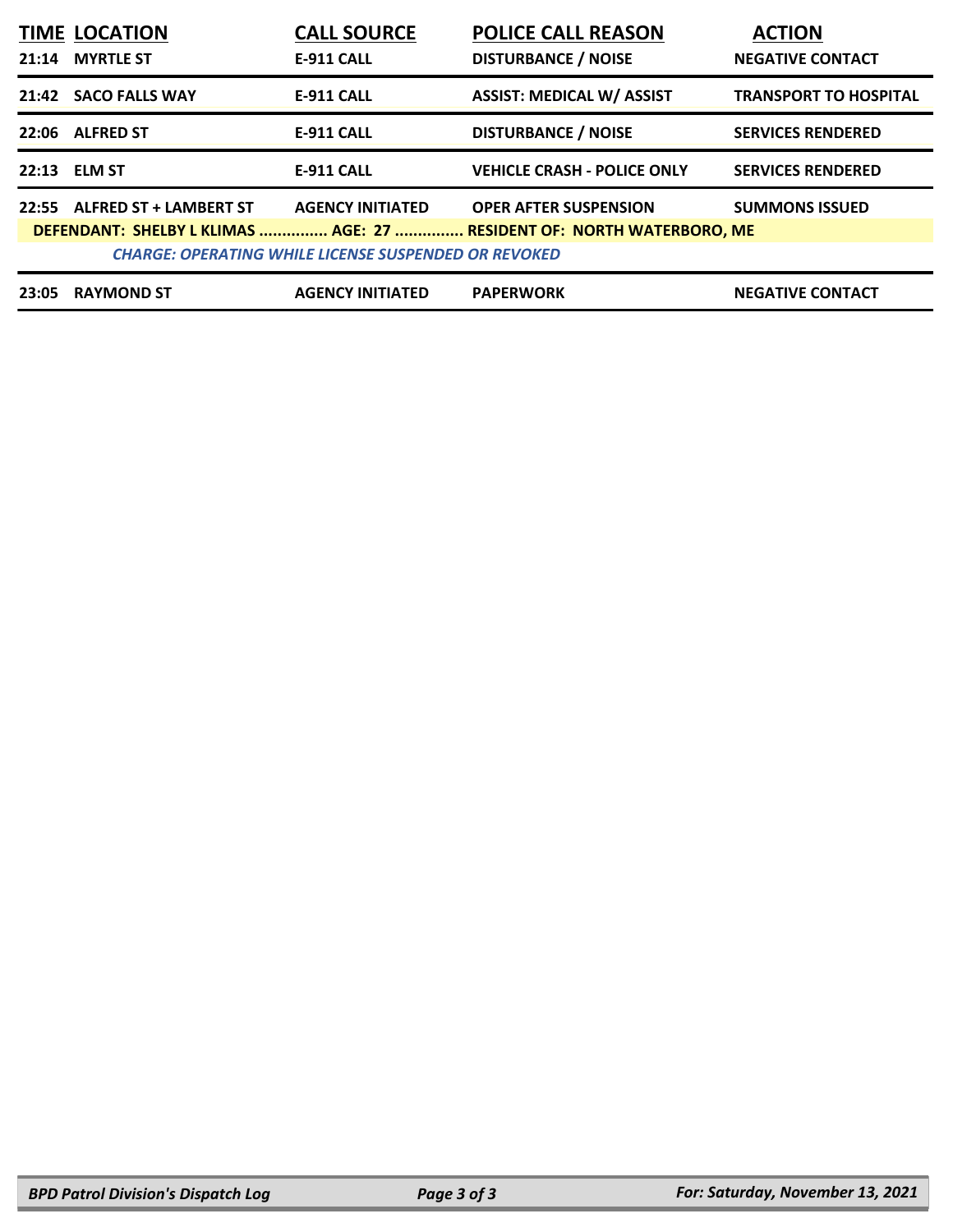| TIME | LOCATION | CALL SOURCE | POLICE CALL REASON | ACTION |
|---|---|---|---|---|
| 21:14 | MYRTLE ST | E-911 CALL | DISTURBANCE / NOISE | NEGATIVE CONTACT |
| 21:42 | SACO FALLS WAY | E-911 CALL | ASSIST: MEDICAL W/ ASSIST | TRANSPORT TO HOSPITAL |
| 22:06 | ALFRED ST | E-911 CALL | DISTURBANCE / NOISE | SERVICES RENDERED |
| 22:13 | ELM ST | E-911 CALL | VEHICLE CRASH - POLICE ONLY | SERVICES RENDERED |
| 22:55 | ALFRED ST + LAMBERT ST | AGENCY INITIATED | OPER AFTER SUSPENSION | SUMMONS ISSUED |

**DEFENDANT: SHELBY L KLIMAS ............... AGE: 27 ............... RESIDENT OF: NORTH WATERBORO, ME**

***CHARGE: OPERATING WHILE LICENSE SUSPENDED OR REVOKED***

| TIME | LOCATION | CALL SOURCE | POLICE CALL REASON | ACTION |
|---|---|---|---|---|
| 23:05 | RAYMOND ST | AGENCY INITIATED | PAPERWORK | NEGATIVE CONTACT |